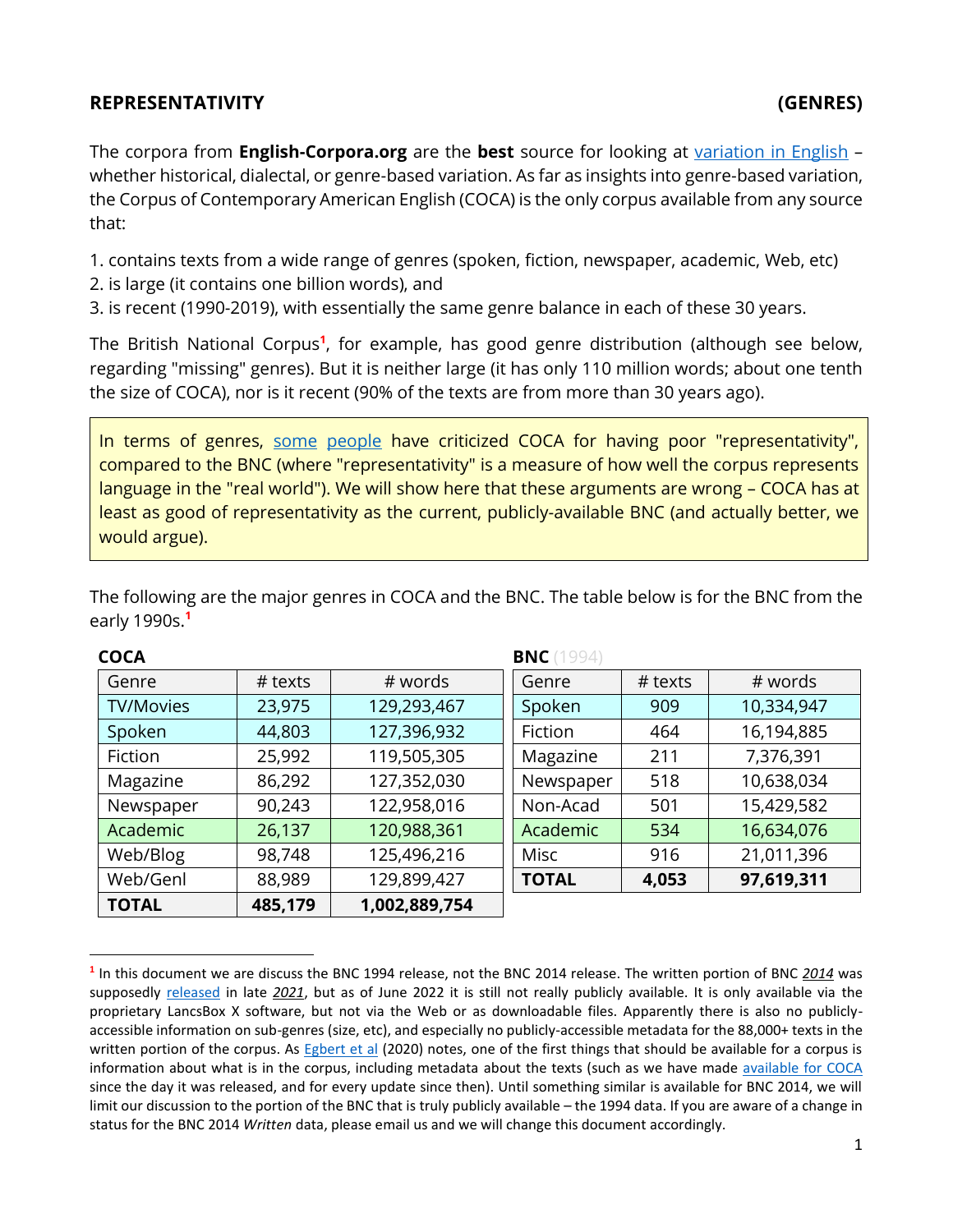## REPRESENTATIVITY (GENRES)

The corpora from **English-Corpora.org** are the **best** source for looking at variation in English – whether historical, dialectal, or genre-based variation. As far as insights into genre-based variation, the Corpus of Contemporary American English (COCA) is the only corpus available from any source that:

1. contains texts from a wide range of genres (spoken, fiction, newspaper, academic, Web, etc)
2. is large (it contains one billion words), and
3. is recent (1990-2019), with essentially the same genre balance in each of these 30 years.

The British National Corpus[1], for example, has good genre distribution (although see below, regarding "missing" genres). But it is neither large (it has only 110 million words; about one tenth the size of COCA), nor is it recent (90% of the texts are from more than 30 years ago).

> In terms of genres, some people have criticized COCA for having poor "representativity", compared to the BNC (where "representativity" is a measure of how well the corpus represents language in the "real world"). We will show here that these arguments are wrong – COCA has at least as good of representativity as the current, publicly-available BNC (and actually better, we would argue).

The following are the major genres in COCA and the BNC. The table below is for the BNC from the early 1990s.[1]

**COCA**

| Genre | # texts | # words |
|---|---|---|
| TV/Movies | 23,975 | 129,293,467 |
| Spoken | 44,803 | 127,396,932 |
| Fiction | 25,992 | 119,505,305 |
| Magazine | 86,292 | 127,352,030 |
| Newspaper | 90,243 | 122,958,016 |
| Academic | 26,137 | 120,988,361 |
| Web/Blog | 98,748 | 125,496,216 |
| Web/Genl | 88,989 | 129,899,427 |
| **TOTAL** | **485,179** | **1,002,889,754** |

**BNC** (1994)

| Genre | # texts | # words |
|---|---|---|
| Spoken | 909 | 10,334,947 |
| Fiction | 464 | 16,194,885 |
| Magazine | 211 | 7,376,391 |
| Newspaper | 518 | 10,638,034 |
| Non-Acad | 501 | 15,429,582 |
| Academic | 534 | 16,634,076 |
| Misc | 916 | 21,011,396 |
| **TOTAL** | **4,053** | **97,619,311** |

---

[1] In this document we are discuss the BNC 1994 release, not the BNC 2014 release. The written portion of BNC *2014* was supposedly released in late *2021*, but as of June 2022 it is still not really publicly available. It is only available via the proprietary LancsBox X software, but not via the Web or as downloadable files. Apparently there is also no publicly-accessible information on sub-genres (size, etc), and especially no publicly-accessible metadata for the 88,000+ texts in the written portion of the corpus. As Egbert et al (2020) notes, one of the first things that should be available for a corpus is information about what is in the corpus, including metadata about the texts (such as we have made available for COCA since the day it was released, and for every update since then). Until something similar is available for BNC 2014, we will limit our discussion to the portion of the BNC that is truly publicly available – the 1994 data. If you are aware of a change in status for the BNC 2014 *Written* data, please email us and we will change this document accordingly.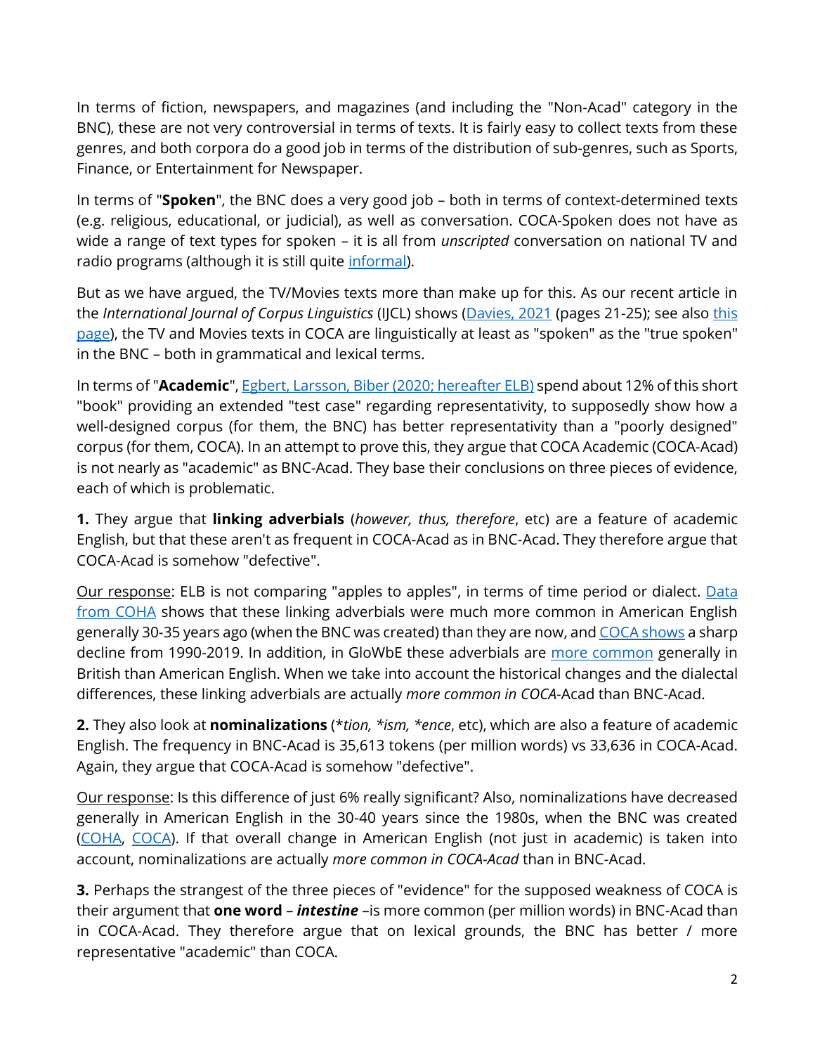In terms of fiction, newspapers, and magazines (and including the "Non-Acad" category in the BNC), these are not very controversial in terms of texts. It is fairly easy to collect texts from these genres, and both corpora do a good job in terms of the distribution of sub-genres, such as Sports, Finance, or Entertainment for Newspaper.

In terms of "**Spoken**", the BNC does a very good job – both in terms of context-determined texts (e.g. religious, educational, or judicial), as well as conversation. COCA-Spoken does not have as wide a range of text types for spoken – it is all from *unscripted* conversation on national TV and radio programs (although it is still quite informal).

But as we have argued, the TV/Movies texts more than make up for this. As our recent article in the *International Journal of Corpus Linguistics* (IJCL) shows (Davies, 2021 (pages 21-25); see also this page), the TV and Movies texts in COCA are linguistically at least as "spoken" as the "true spoken" in the BNC – both in grammatical and lexical terms.

In terms of "**Academic**", Egbert, Larsson, Biber (2020; hereafter ELB) spend about 12% of this short "book" providing an extended "test case" regarding representativity, to supposedly show how a well-designed corpus (for them, the BNC) has better representativity than a "poorly designed" corpus (for them, COCA). In an attempt to prove this, they argue that COCA Academic (COCA-Acad) is not nearly as "academic" as BNC-Acad. They base their conclusions on three pieces of evidence, each of which is problematic.

**1.** They argue that **linking adverbials** (*however, thus, therefore*, etc) are a feature of academic English, but that these aren't as frequent in COCA-Acad as in BNC-Acad. They therefore argue that COCA-Acad is somehow "defective".

Our response: ELB is not comparing "apples to apples", in terms of time period or dialect. Data from COHA shows that these linking adverbials were much more common in American English generally 30-35 years ago (when the BNC was created) than they are now, and COCA shows a sharp decline from 1990-2019. In addition, in GloWbE these adverbials are more common generally in British than American English. When we take into account the historical changes and the dialectal differences, these linking adverbials are actually *more common in COCA*-Acad than BNC-Acad.

**2.** They also look at **nominalizations** (*\*tion, \*ism, \*ence*, etc), which are also a feature of academic English. The frequency in BNC-Acad is 35,613 tokens (per million words) vs 33,636 in COCA-Acad. Again, they argue that COCA-Acad is somehow "defective".

Our response: Is this difference of just 6% really significant? Also, nominalizations have decreased generally in American English in the 30-40 years since the 1980s, when the BNC was created (COHA, COCA). If that overall change in American English (not just in academic) is taken into account, nominalizations are actually *more common in COCA-Acad* than in BNC-Acad.

**3.** Perhaps the strangest of the three pieces of "evidence" for the supposed weakness of COCA is their argument that **one word** – ***intestine*** –is more common (per million words) in BNC-Acad than in COCA-Acad. They therefore argue that on lexical grounds, the BNC has better / more representative "academic" than COCA.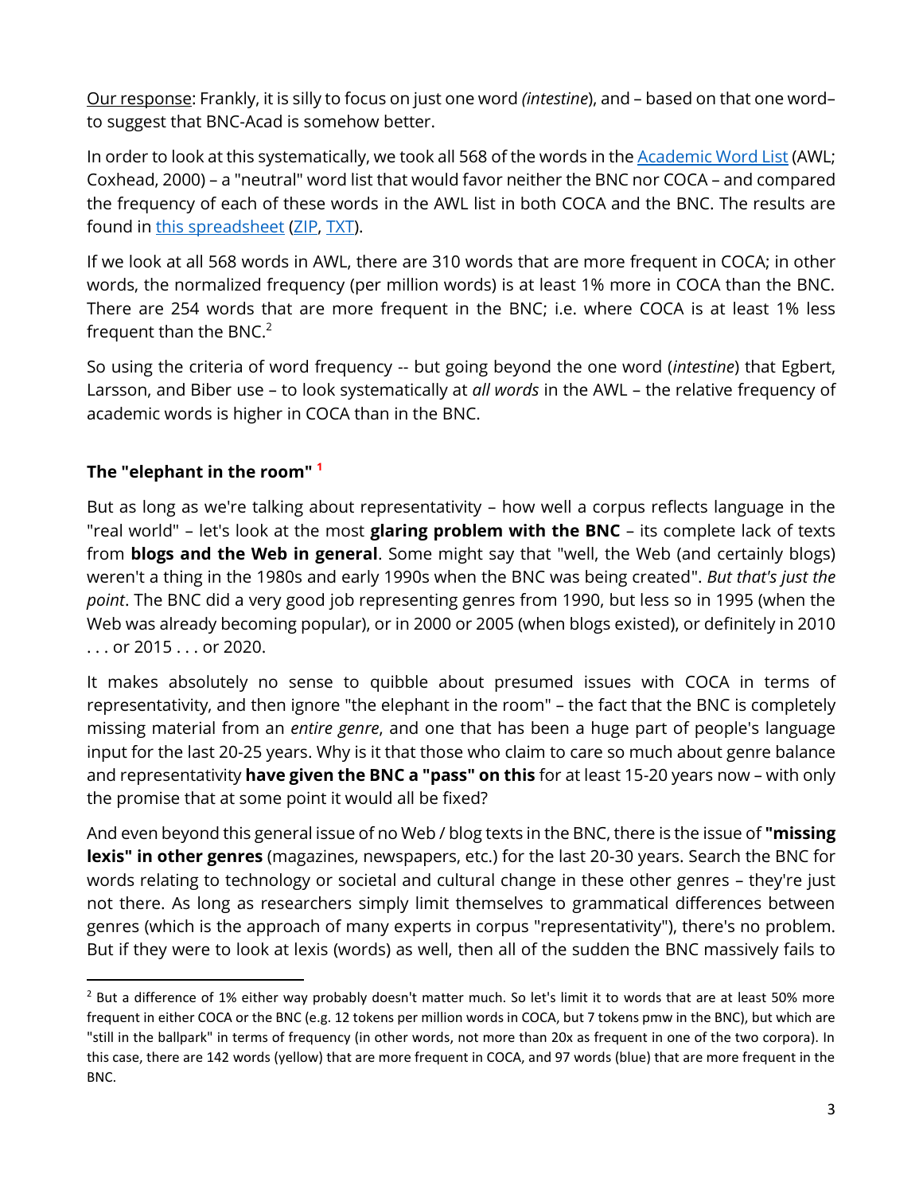Our response: Frankly, it is silly to focus on just one word *(intestine*), and – based on that one word– to suggest that BNC-Acad is somehow better.

In order to look at this systematically, we took all 568 of the words in the Academic Word List (AWL; Coxhead, 2000) – a "neutral" word list that would favor neither the BNC nor COCA – and compared the frequency of each of these words in the AWL list in both COCA and the BNC. The results are found in this spreadsheet (ZIP, TXT).

If we look at all 568 words in AWL, there are 310 words that are more frequent in COCA; in other words, the normalized frequency (per million words) is at least 1% more in COCA than the BNC. There are 254 words that are more frequent in the BNC; i.e. where COCA is at least 1% less frequent than the BNC.[2]

So using the criteria of word frequency -- but going beyond the one word (*intestine*) that Egbert, Larsson, and Biber use – to look systematically at *all words* in the AWL – the relative frequency of academic words is higher in COCA than in the BNC.

### The "elephant in the room" [1]

But as long as we're talking about representativity – how well a corpus reflects language in the "real world" – let's look at the most **glaring problem with the BNC** – its complete lack of texts from **blogs and the Web in general**. Some might say that "well, the Web (and certainly blogs) weren't a thing in the 1980s and early 1990s when the BNC was being created". *But that's just the point*. The BNC did a very good job representing genres from 1990, but less so in 1995 (when the Web was already becoming popular), or in 2000 or 2005 (when blogs existed), or definitely in 2010 . . . or 2015 . . . or 2020.

It makes absolutely no sense to quibble about presumed issues with COCA in terms of representativity, and then ignore "the elephant in the room" – the fact that the BNC is completely missing material from an *entire genre*, and one that has been a huge part of people's language input for the last 20-25 years. Why is it that those who claim to care so much about genre balance and representativity **have given the BNC a "pass" on this** for at least 15-20 years now – with only the promise that at some point it would all be fixed?

And even beyond this general issue of no Web / blog texts in the BNC, there is the issue of **"missing lexis" in other genres** (magazines, newspapers, etc.) for the last 20-30 years. Search the BNC for words relating to technology or societal and cultural change in these other genres – they're just not there. As long as researchers simply limit themselves to grammatical differences between genres (which is the approach of many experts in corpus "representativity"), there's no problem. But if they were to look at lexis (words) as well, then all of the sudden the BNC massively fails to

---

[2] But a difference of 1% either way probably doesn't matter much. So let's limit it to words that are at least 50% more frequent in either COCA or the BNC (e.g. 12 tokens per million words in COCA, but 7 tokens pmw in the BNC), but which are "still in the ballpark" in terms of frequency (in other words, not more than 20x as frequent in one of the two corpora). In this case, there are 142 words (yellow) that are more frequent in COCA, and 97 words (blue) that are more frequent in the BNC.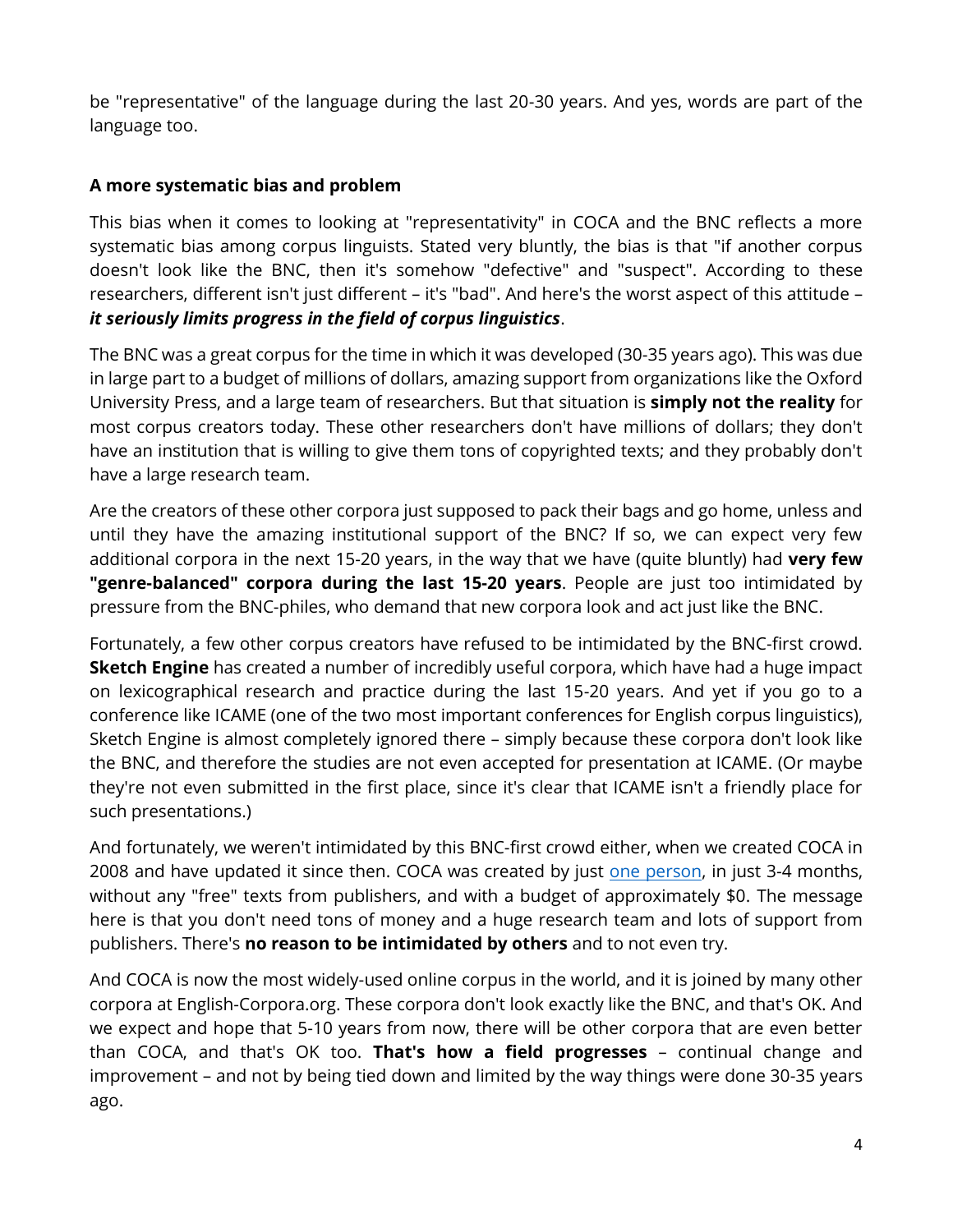be "representative" of the language during the last 20-30 years. And yes, words are part of the language too.

**A more systematic bias and problem**

This bias when it comes to looking at "representativity" in COCA and the BNC reflects a more systematic bias among corpus linguists. Stated very bluntly, the bias is that "if another corpus doesn't look like the BNC, then it's somehow "defective" and "suspect". According to these researchers, different isn't just different – it's "bad". And here's the worst aspect of this attitude – ***it seriously limits progress in the field of corpus linguistics***.

The BNC was a great corpus for the time in which it was developed (30-35 years ago). This was due in large part to a budget of millions of dollars, amazing support from organizations like the Oxford University Press, and a large team of researchers. But that situation is **simply not the reality** for most corpus creators today. These other researchers don't have millions of dollars; they don't have an institution that is willing to give them tons of copyrighted texts; and they probably don't have a large research team.

Are the creators of these other corpora just supposed to pack their bags and go home, unless and until they have the amazing institutional support of the BNC? If so, we can expect very few additional corpora in the next 15-20 years, in the way that we have (quite bluntly) had **very few "genre-balanced" corpora during the last 15-20 years**. People are just too intimidated by pressure from the BNC-philes, who demand that new corpora look and act just like the BNC.

Fortunately, a few other corpus creators have refused to be intimidated by the BNC-first crowd. **Sketch Engine** has created a number of incredibly useful corpora, which have had a huge impact on lexicographical research and practice during the last 15-20 years. And yet if you go to a conference like ICAME (one of the two most important conferences for English corpus linguistics), Sketch Engine is almost completely ignored there – simply because these corpora don't look like the BNC, and therefore the studies are not even accepted for presentation at ICAME. (Or maybe they're not even submitted in the first place, since it's clear that ICAME isn't a friendly place for such presentations.)

And fortunately, we weren't intimidated by this BNC-first crowd either, when we created COCA in 2008 and have updated it since then. COCA was created by just one person, in just 3-4 months, without any "free" texts from publishers, and with a budget of approximately $0. The message here is that you don't need tons of money and a huge research team and lots of support from publishers. There's **no reason to be intimidated by others** and to not even try.

And COCA is now the most widely-used online corpus in the world, and it is joined by many other corpora at English-Corpora.org. These corpora don't look exactly like the BNC, and that's OK. And we expect and hope that 5-10 years from now, there will be other corpora that are even better than COCA, and that's OK too. **That's how a field progresses** – continual change and improvement – and not by being tied down and limited by the way things were done 30-35 years ago.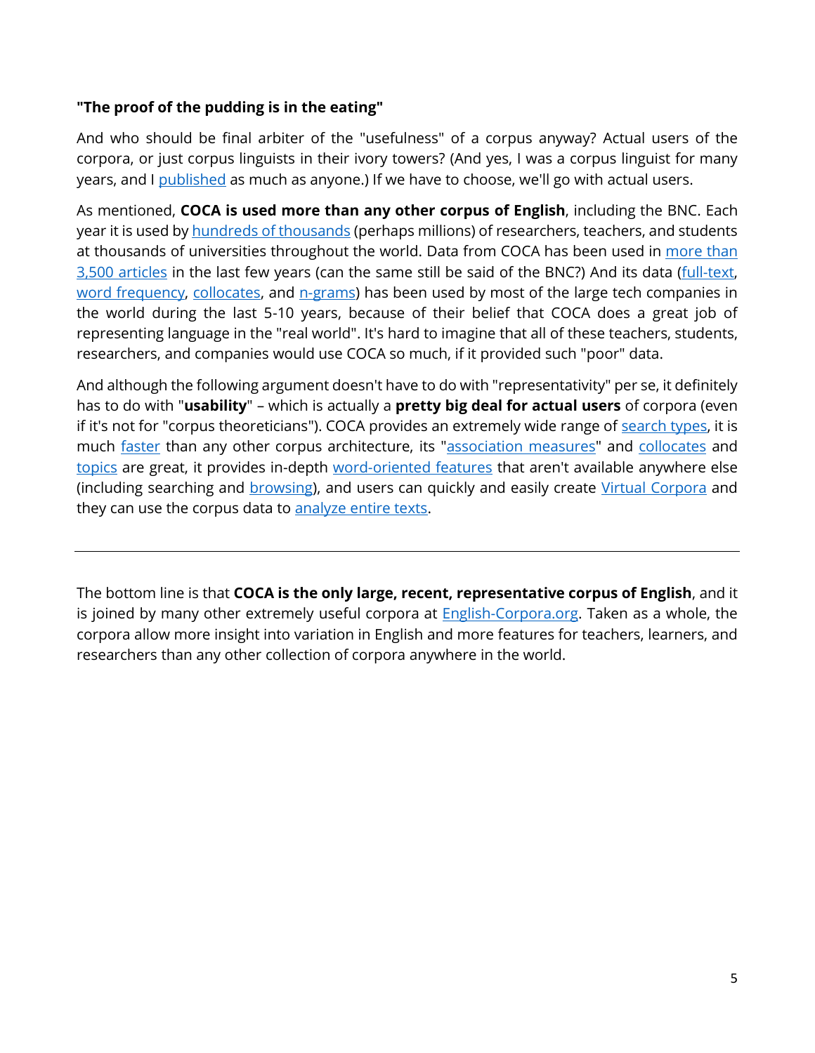**"The proof of the pudding is in the eating"**

And who should be final arbiter of the "usefulness" of a corpus anyway? Actual users of the corpora, or just corpus linguists in their ivory towers? (And yes, I was a corpus linguist for many years, and I published as much as anyone.) If we have to choose, we'll go with actual users.

As mentioned, **COCA is used more than any other corpus of English**, including the BNC. Each year it is used by hundreds of thousands (perhaps millions) of researchers, teachers, and students at thousands of universities throughout the world. Data from COCA has been used in more than 3,500 articles in the last few years (can the same still be said of the BNC?) And its data (full-text, word frequency, collocates, and n-grams) has been used by most of the large tech companies in the world during the last 5-10 years, because of their belief that COCA does a great job of representing language in the "real world". It's hard to imagine that all of these teachers, students, researchers, and companies would use COCA so much, if it provided such "poor" data.

And although the following argument doesn't have to do with "representativity" per se, it definitely has to do with "**usability**" – which is actually a **pretty big deal for actual users** of corpora (even if it's not for "corpus theoreticians"). COCA provides an extremely wide range of search types, it is much faster than any other corpus architecture, its "association measures" and collocates and topics are great, it provides in-depth word-oriented features that aren't available anywhere else (including searching and browsing), and users can quickly and easily create Virtual Corpora and they can use the corpus data to analyze entire texts.

---

The bottom line is that **COCA is the only large, recent, representative corpus of English**, and it is joined by many other extremely useful corpora at English-Corpora.org. Taken as a whole, the corpora allow more insight into variation in English and more features for teachers, learners, and researchers than any other collection of corpora anywhere in the world.